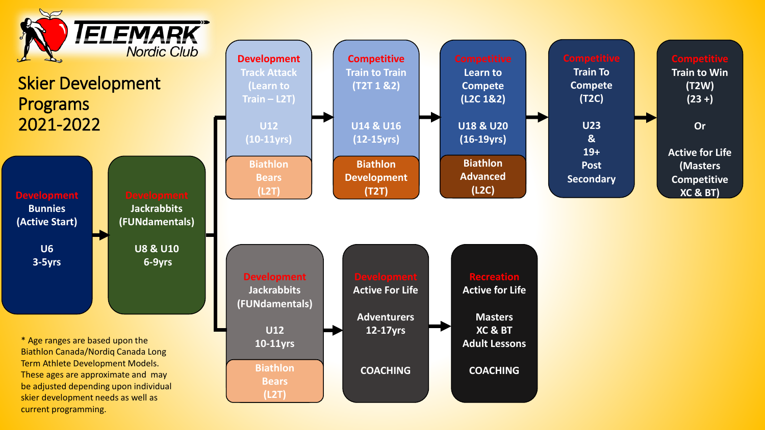# TELEMARK Nordic Club

## Skier Development Programs 2021-2022

**Development**
Bunnies
(Active Start)

U6
3-5yrs

**Development**
Jackrabbits
(FUNdamentals)

U8 & U10
6-9yrs

### Competitive Pathway

**Development**
Track Attack
(Learn to Train – L2T)

U12
(10-11yrs)

Biathlon Bears (L2T)

**Competitive**
Train to Train
(T2T 1 &2)

U14 & U16
(12-15yrs)

Biathlon Development (T2T)

**Competitive**
Learn to Compete
(L2C 1&2)

U18 & U20
(16-19yrs)

Biathlon Advanced (L2C)

**Competitive**
Train To Compete
(T2C)

U23
&
19+
Post Secondary

**Competitive**
Train to Win
(T2W)
(23 +)

Or

Active for Life
(Masters Competitive XC & BT)

### Active for Life Pathway

**Development**
Jackrabbits
(FUNdamentals)

U12
10-11yrs

Biathlon Bears (L2T)

**Development**
Active For Life

Adventurers
12-17yrs

COACHING

**Recreation**
Active for Life

Masters
XC & BT
Adult Lessons

COACHING

* Age ranges are based upon the Biathlon Canada/Nordiq Canada Long Term Athlete Development Models. These ages are approximate and may be adjusted depending upon individual skier development needs as well as current programming.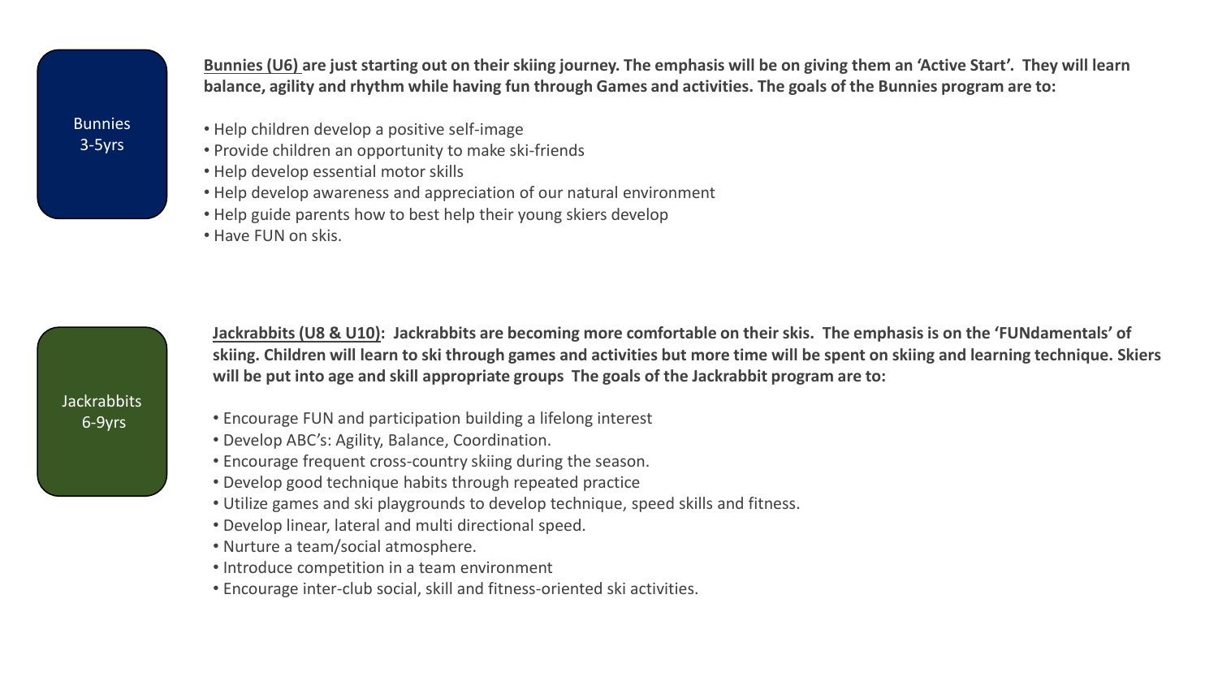Bunnies
3-5yrs

**Bunnies (U6) are just starting out on their skiing journey. The emphasis will be on giving them an 'Active Start'. They will learn balance, agility and rhythm while having fun through Games and activities. The goals of the Bunnies program are to:**

- Help children develop a positive self-image
- Provide children an opportunity to make ski-friends
- Help develop essential motor skills
- Help develop awareness and appreciation of our natural environment
- Help guide parents how to best help their young skiers develop
- Have FUN on skis.

Jackrabbits
6-9yrs

**Jackrabbits (U8 & U10): Jackrabbits are becoming more comfortable on their skis. The emphasis is on the 'FUNdamentals' of skiing. Children will learn to ski through games and activities but more time will be spent on skiing and learning technique. Skiers will be put into age and skill appropriate groups The goals of the Jackrabbit program are to:**

- Encourage FUN and participation building a lifelong interest
- Develop ABC's: Agility, Balance, Coordination.
- Encourage frequent cross-country skiing during the season.
- Develop good technique habits through repeated practice
- Utilize games and ski playgrounds to develop technique, speed skills and fitness.
- Develop linear, lateral and multi directional speed.
- Nurture a team/social atmosphere.
- Introduce competition in a team environment
- Encourage inter-club social, skill and fitness-oriented ski activities.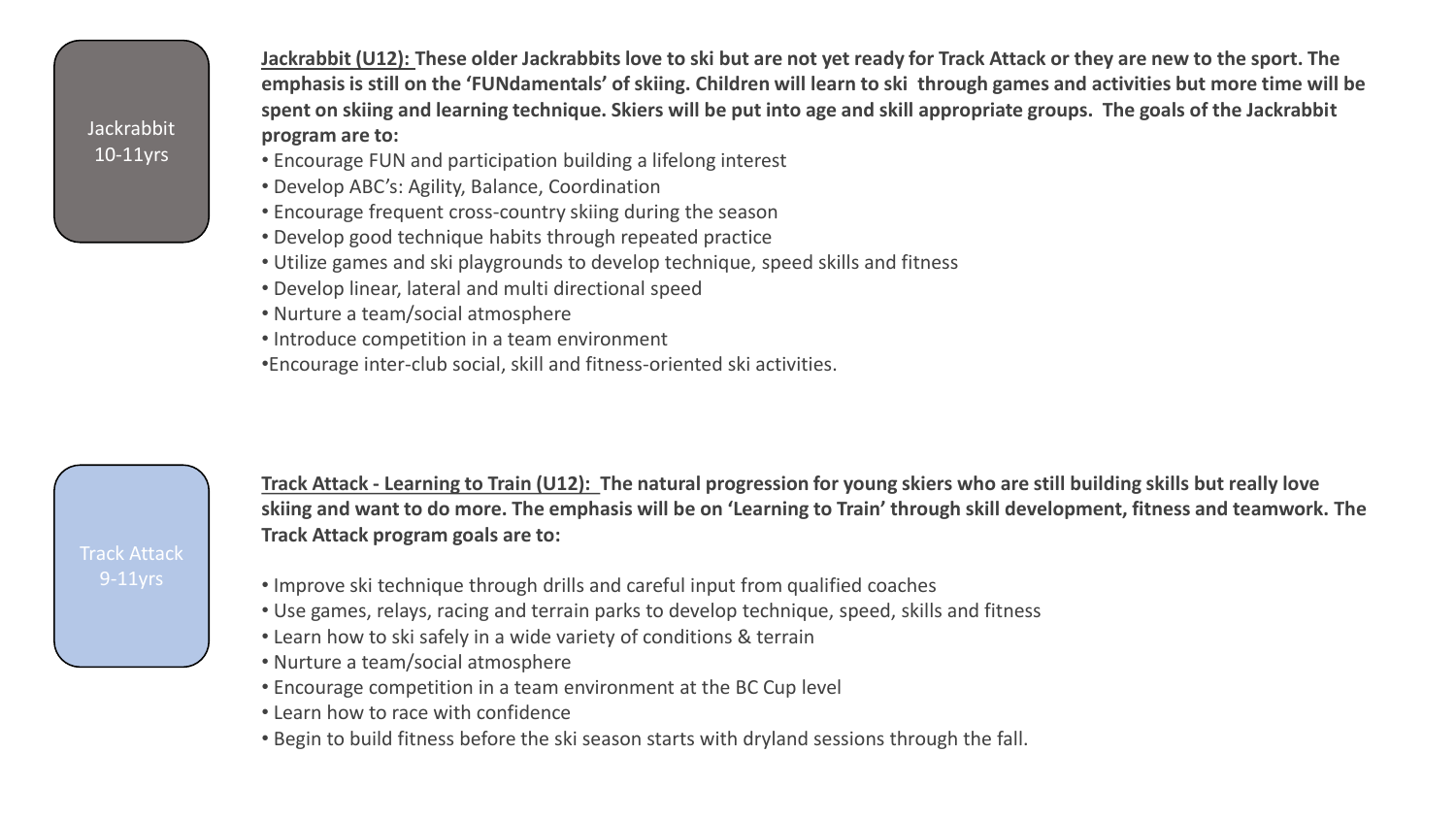Jackrabbit
10-11yrs

**Jackrabbit (U12): These older Jackrabbits love to ski but are not yet ready for Track Attack or they are new to the sport. The emphasis is still on the 'FUNdamentals' of skiing. Children will learn to ski through games and activities but more time will be spent on skiing and learning technique. Skiers will be put into age and skill appropriate groups. The goals of the Jackrabbit program are to:**

- Encourage FUN and participation building a lifelong interest
- Develop ABC's: Agility, Balance, Coordination
- Encourage frequent cross-country skiing during the season
- Develop good technique habits through repeated practice
- Utilize games and ski playgrounds to develop technique, speed skills and fitness
- Develop linear, lateral and multi directional speed
- Nurture a team/social atmosphere
- Introduce competition in a team environment
- Encourage inter-club social, skill and fitness-oriented ski activities.

Track Attack
9-11yrs

**Track Attack - Learning to Train (U12): The natural progression for young skiers who are still building skills but really love skiing and want to do more. The emphasis will be on 'Learning to Train' through skill development, fitness and teamwork. The Track Attack program goals are to:**

- Improve ski technique through drills and careful input from qualified coaches
- Use games, relays, racing and terrain parks to develop technique, speed, skills and fitness
- Learn how to ski safely in a wide variety of conditions & terrain
- Nurture a team/social atmosphere
- Encourage competition in a team environment at the BC Cup level
- Learn how to race with confidence
- Begin to build fitness before the ski season starts with dryland sessions through the fall.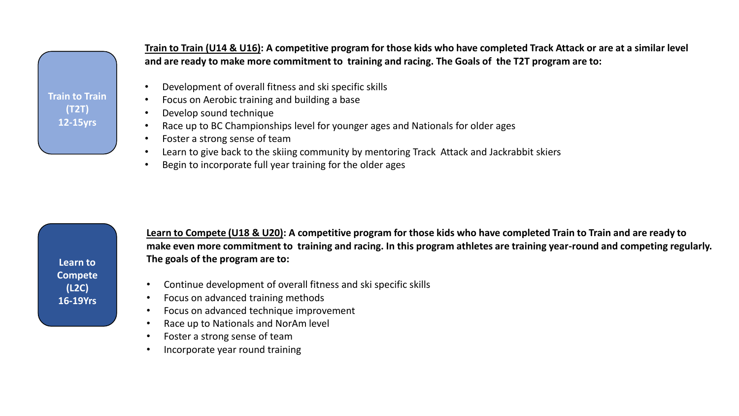**Train to Train (T2T) 12-15yrs**

**<u>Train to Train (U14 & U16)</u>: A competitive program for those kids who have completed Track Attack or are at a similar level and are ready to make more commitment to training and racing. The Goals of the T2T program are to:**

- Development of overall fitness and ski specific skills
- Focus on Aerobic training and building a base
- Develop sound technique
- Race up to BC Championships level for younger ages and Nationals for older ages
- Foster a strong sense of team
- Learn to give back to the skiing community by mentoring Track Attack and Jackrabbit skiers
- Begin to incorporate full year training for the older ages

**Learn to Compete (L2C) 16-19Yrs**

**<u>Learn to Compete (U18 & U20)</u>: A competitive program for those kids who have completed Train to Train and are ready to make even more commitment to training and racing. In this program athletes are training year-round and competing regularly. The goals of the program are to:**

- Continue development of overall fitness and ski specific skills
- Focus on advanced training methods
- Focus on advanced technique improvement
- Race up to Nationals and NorAm level
- Foster a strong sense of team
- Incorporate year round training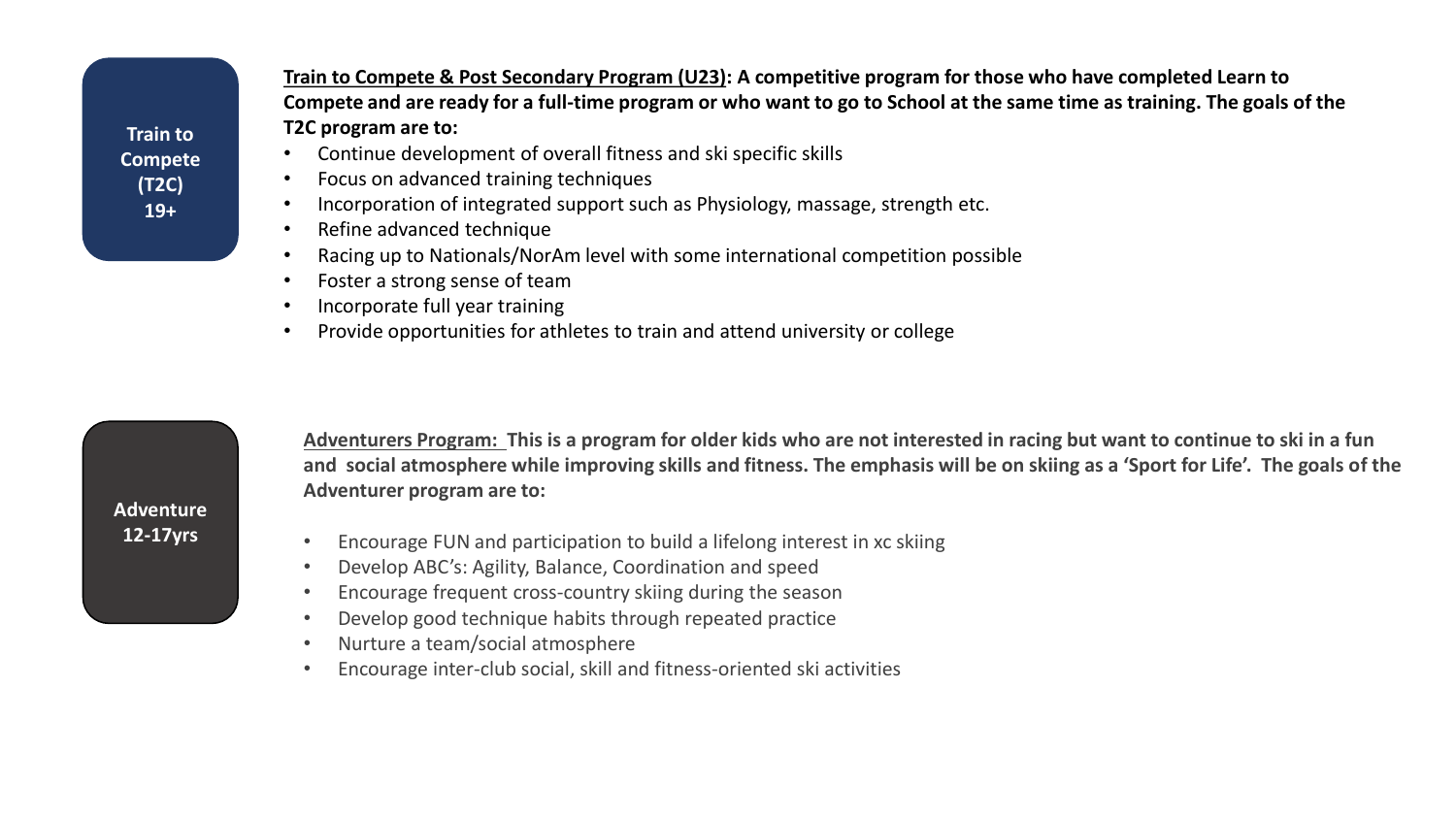**Train to Compete (T2C) 19+**

**Train to Compete & Post Secondary Program (U23): A competitive program for those who have completed Learn to Compete and are ready for a full-time program or who want to go to School at the same time as training. The goals of the T2C program are to:**

- Continue development of overall fitness and ski specific skills
- Focus on advanced training techniques
- Incorporation of integrated support such as Physiology, massage, strength etc.
- Refine advanced technique
- Racing up to Nationals/NorAm level with some international competition possible
- Foster a strong sense of team
- Incorporate full year training
- Provide opportunities for athletes to train and attend university or college

**Adventure 12-17yrs**

**Adventurers Program: This is a program for older kids who are not interested in racing but want to continue to ski in a fun and social atmosphere while improving skills and fitness. The emphasis will be on skiing as a 'Sport for Life'. The goals of the Adventurer program are to:**

- Encourage FUN and participation to build a lifelong interest in xc skiing
- Develop ABC's: Agility, Balance, Coordination and speed
- Encourage frequent cross-country skiing during the season
- Develop good technique habits through repeated practice
- Nurture a team/social atmosphere
- Encourage inter-club social, skill and fitness-oriented ski activities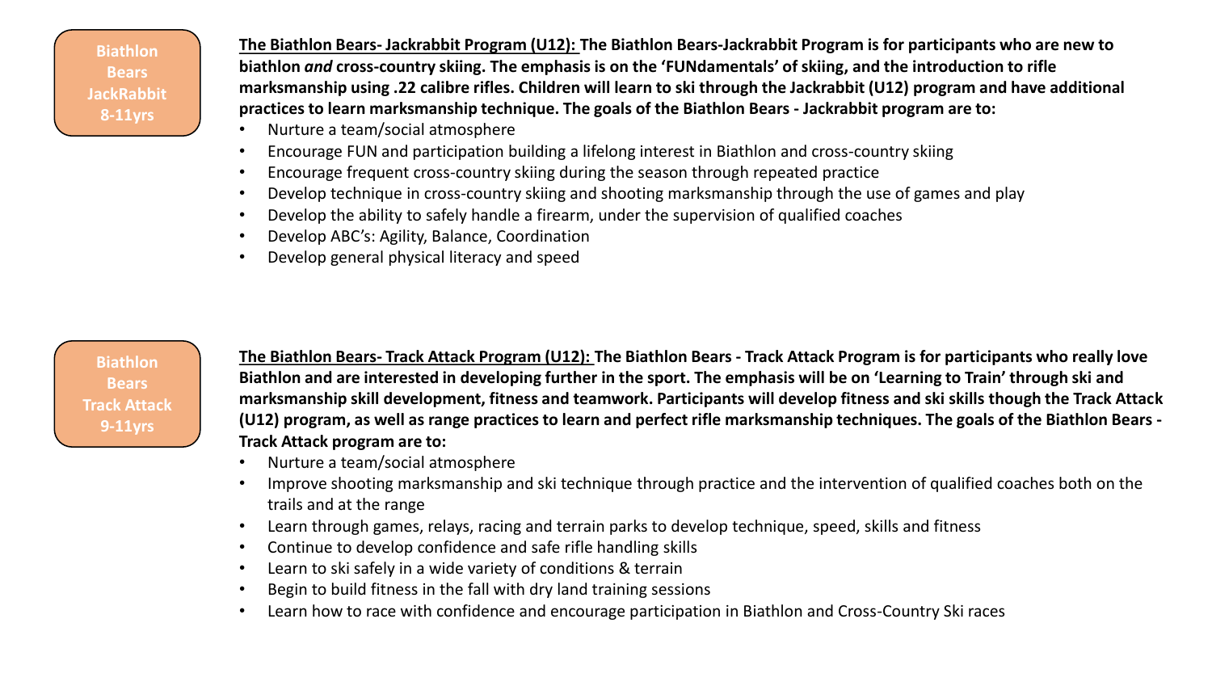**Biathlon Bears JackRabbit 8-11yrs**

**The Biathlon Bears- Jackrabbit Program (U12): The Biathlon Bears-Jackrabbit Program is for participants who are new to biathlon *and* cross-country skiing. The emphasis is on the 'FUNdamentals' of skiing, and the introduction to rifle marksmanship using .22 calibre rifles. Children will learn to ski through the Jackrabbit (U12) program and have additional practices to learn marksmanship technique. The goals of the Biathlon Bears - Jackrabbit program are to:**

- Nurture a team/social atmosphere
- Encourage FUN and participation building a lifelong interest in Biathlon and cross-country skiing
- Encourage frequent cross-country skiing during the season through repeated practice
- Develop technique in cross-country skiing and shooting marksmanship through the use of games and play
- Develop the ability to safely handle a firearm, under the supervision of qualified coaches
- Develop ABC's: Agility, Balance, Coordination
- Develop general physical literacy and speed

**Biathlon Bears Track Attack 9-11yrs**

**The Biathlon Bears- Track Attack Program (U12): The Biathlon Bears - Track Attack Program is for participants who really love Biathlon and are interested in developing further in the sport. The emphasis will be on 'Learning to Train' through ski and marksmanship skill development, fitness and teamwork. Participants will develop fitness and ski skills though the Track Attack (U12) program, as well as range practices to learn and perfect rifle marksmanship techniques. The goals of the Biathlon Bears - Track Attack program are to:**

- Nurture a team/social atmosphere
- Improve shooting marksmanship and ski technique through practice and the intervention of qualified coaches both on the trails and at the range
- Learn through games, relays, racing and terrain parks to develop technique, speed, skills and fitness
- Continue to develop confidence and safe rifle handling skills
- Learn to ski safely in a wide variety of conditions & terrain
- Begin to build fitness in the fall with dry land training sessions
- Learn how to race with confidence and encourage participation in Biathlon and Cross-Country Ski races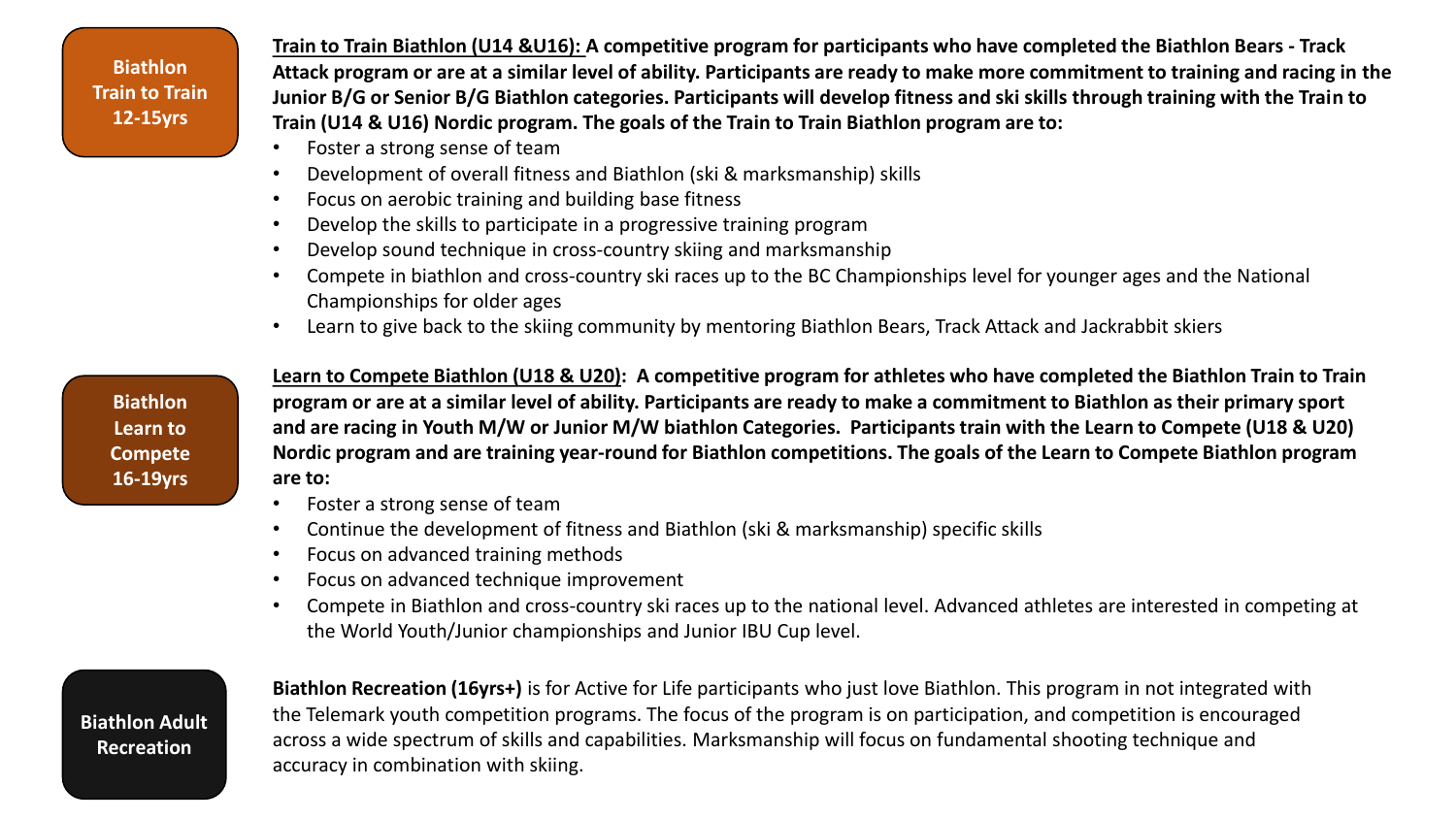**Biathlon Train to Train 12-15yrs**

**Train to Train Biathlon (U14 &U16): A competitive program for participants who have completed the Biathlon Bears - Track Attack program or are at a similar level of ability. Participants are ready to make more commitment to training and racing in the Junior B/G or Senior B/G Biathlon categories. Participants will develop fitness and ski skills through training with the Train to Train (U14 & U16) Nordic program. The goals of the Train to Train Biathlon program are to:**

- Foster a strong sense of team
- Development of overall fitness and Biathlon (ski & marksmanship) skills
- Focus on aerobic training and building base fitness
- Develop the skills to participate in a progressive training program
- Develop sound technique in cross-country skiing and marksmanship
- Compete in biathlon and cross-country ski races up to the BC Championships level for younger ages and the National Championships for older ages
- Learn to give back to the skiing community by mentoring Biathlon Bears, Track Attack and Jackrabbit skiers

**Biathlon Learn to Compete 16-19yrs**

**Learn to Compete Biathlon (U18 & U20): A competitive program for athletes who have completed the Biathlon Train to Train program or are at a similar level of ability. Participants are ready to make a commitment to Biathlon as their primary sport and are racing in Youth M/W or Junior M/W biathlon Categories. Participants train with the Learn to Compete (U18 & U20) Nordic program and are training year-round for Biathlon competitions. The goals of the Learn to Compete Biathlon program are to:**

- Foster a strong sense of team
- Continue the development of fitness and Biathlon (ski & marksmanship) specific skills
- Focus on advanced training methods
- Focus on advanced technique improvement
- Compete in Biathlon and cross-country ski races up to the national level. Advanced athletes are interested in competing at the World Youth/Junior championships and Junior IBU Cup level.

**Biathlon Adult Recreation**

**Biathlon Recreation (16yrs+)** is for Active for Life participants who just love Biathlon. This program in not integrated with the Telemark youth competition programs. The focus of the program is on participation, and competition is encouraged across a wide spectrum of skills and capabilities. Marksmanship will focus on fundamental shooting technique and accuracy in combination with skiing.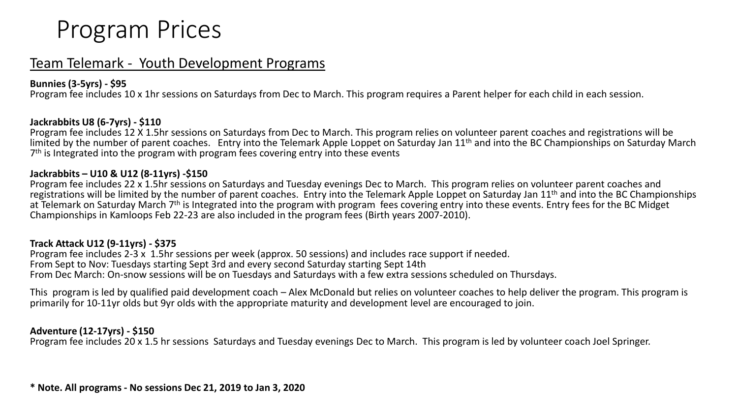# Program Prices

## Team Telemark - Youth Development Programs

**Bunnies (3-5yrs) - $95**
Program fee includes 10 x 1hr sessions on Saturdays from Dec to March. This program requires a Parent helper for each child in each session.

**Jackrabbits U8 (6-7yrs) - $110**
Program fee includes 12 X 1.5hr sessions on Saturdays from Dec to March. This program relies on volunteer parent coaches and registrations will be limited by the number of parent coaches. Entry into the Telemark Apple Loppet on Saturday Jan 11th and into the BC Championships on Saturday March 7th is Integrated into the program with program fees covering entry into these events

**Jackrabbits – U10 & U12 (8-11yrs) -$150**
Program fee includes 22 x 1.5hr sessions on Saturdays and Tuesday evenings Dec to March. This program relies on volunteer parent coaches and registrations will be limited by the number of parent coaches. Entry into the Telemark Apple Loppet on Saturday Jan 11th and into the BC Championships at Telemark on Saturday March 7th is Integrated into the program with program fees covering entry into these events. Entry fees for the BC Midget Championships in Kamloops Feb 22-23 are also included in the program fees (Birth years 2007-2010).

**Track Attack U12 (9-11yrs) - $375**
Program fee includes 2-3 x 1.5hr sessions per week (approx. 50 sessions) and includes race support if needed.
From Sept to Nov: Tuesdays starting Sept 3rd and every second Saturday starting Sept 14th
From Dec March: On-snow sessions will be on Tuesdays and Saturdays with a few extra sessions scheduled on Thursdays.

This program is led by qualified paid development coach – Alex McDonald but relies on volunteer coaches to help deliver the program. This program is primarily for 10-11yr olds but 9yr olds with the appropriate maturity and development level are encouraged to join.

**Adventure (12-17yrs) - $150**
Program fee includes 20 x 1.5 hr sessions Saturdays and Tuesday evenings Dec to March. This program is led by volunteer coach Joel Springer.

**\* Note. All programs - No sessions Dec 21, 2019 to Jan 3, 2020**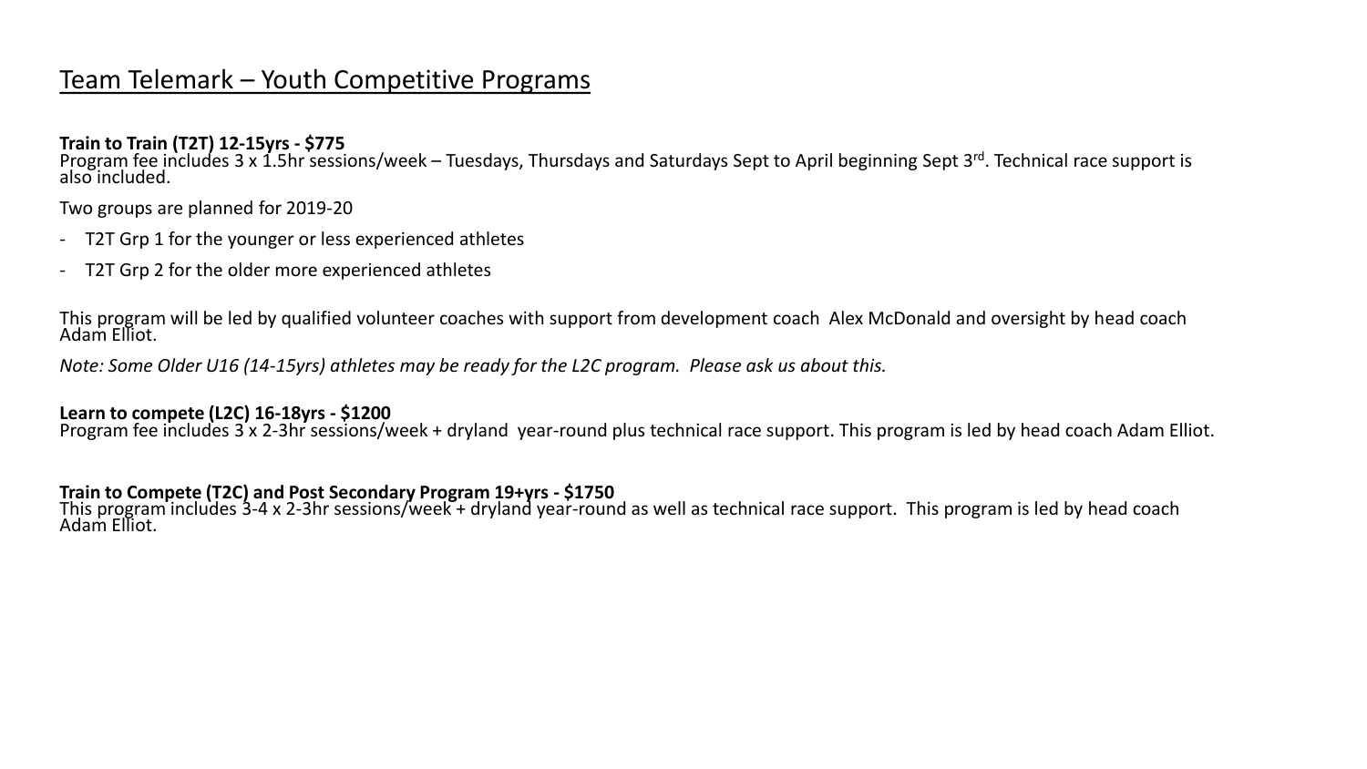# Team Telemark – Youth Competitive Programs

**Train to Train (T2T) 12-15yrs - $775**
Program fee includes 3 x 1.5hr sessions/week – Tuesdays, Thursdays and Saturdays Sept to April beginning Sept 3rd. Technical race support is also included.

Two groups are planned for 2019-20

- T2T Grp 1 for the younger or less experienced athletes
- T2T Grp 2 for the older more experienced athletes

This program will be led by qualified volunteer coaches with support from development coach Alex McDonald and oversight by head coach Adam Elliot.

*Note: Some Older U16 (14-15yrs) athletes may be ready for the L2C program. Please ask us about this.*

**Learn to compete (L2C) 16-18yrs - $1200**
Program fee includes 3 x 2-3hr sessions/week + dryland year-round plus technical race support. This program is led by head coach Adam Elliot.

**Train to Compete (T2C) and Post Secondary Program 19+yrs - $1750**
This program includes 3-4 x 2-3hr sessions/week + dryland year-round as well as technical race support. This program is led by head coach Adam Elliot.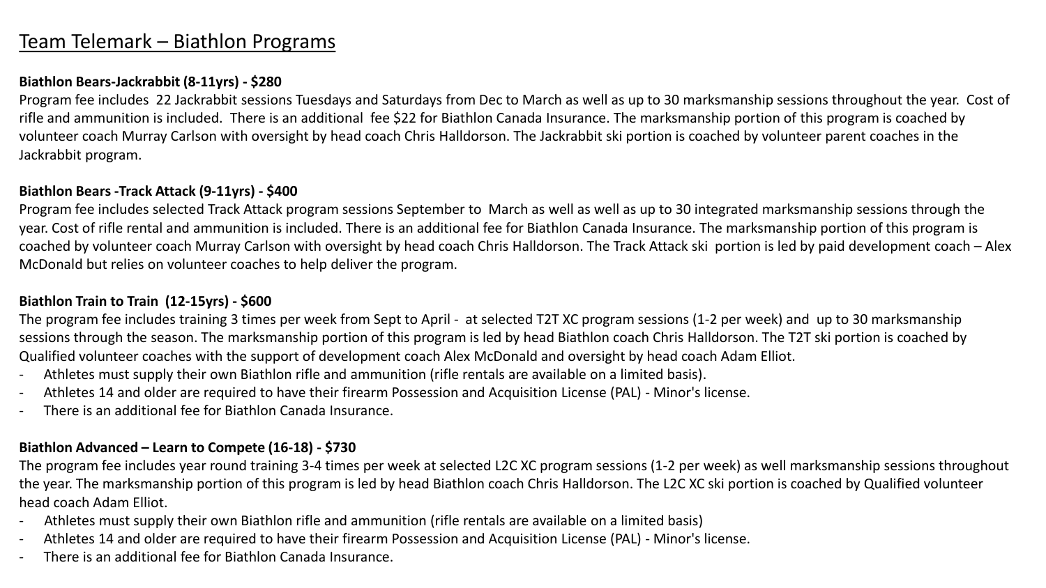# Team Telemark – Biathlon Programs

**Biathlon Bears-Jackrabbit (8-11yrs) - $280**

Program fee includes 22 Jackrabbit sessions Tuesdays and Saturdays from Dec to March as well as up to 30 marksmanship sessions throughout the year. Cost of rifle and ammunition is included. There is an additional fee $22 for Biathlon Canada Insurance. The marksmanship portion of this program is coached by volunteer coach Murray Carlson with oversight by head coach Chris Halldorson. The Jackrabbit ski portion is coached by volunteer parent coaches in the Jackrabbit program.

**Biathlon Bears -Track Attack (9-11yrs) - $400**

Program fee includes selected Track Attack program sessions September to March as well as well as up to 30 integrated marksmanship sessions through the year. Cost of rifle rental and ammunition is included. There is an additional fee for Biathlon Canada Insurance. The marksmanship portion of this program is coached by volunteer coach Murray Carlson with oversight by head coach Chris Halldorson. The Track Attack ski portion is led by paid development coach – Alex McDonald but relies on volunteer coaches to help deliver the program.

**Biathlon Train to Train (12-15yrs) - $600**

The program fee includes training 3 times per week from Sept to April - at selected T2T XC program sessions (1-2 per week) and up to 30 marksmanship sessions through the season. The marksmanship portion of this program is led by head Biathlon coach Chris Halldorson. The T2T ski portion is coached by Qualified volunteer coaches with the support of development coach Alex McDonald and oversight by head coach Adam Elliot.

- Athletes must supply their own Biathlon rifle and ammunition (rifle rentals are available on a limited basis).
- Athletes 14 and older are required to have their firearm Possession and Acquisition License (PAL) - Minor's license.
- There is an additional fee for Biathlon Canada Insurance.

**Biathlon Advanced – Learn to Compete (16-18) - $730**

The program fee includes year round training 3-4 times per week at selected L2C XC program sessions (1-2 per week) as well marksmanship sessions throughout the year. The marksmanship portion of this program is led by head Biathlon coach Chris Halldorson. The L2C XC ski portion is coached by Qualified volunteer head coach Adam Elliot.

- Athletes must supply their own Biathlon rifle and ammunition (rifle rentals are available on a limited basis)
- Athletes 14 and older are required to have their firearm Possession and Acquisition License (PAL) - Minor's license.
- There is an additional fee for Biathlon Canada Insurance.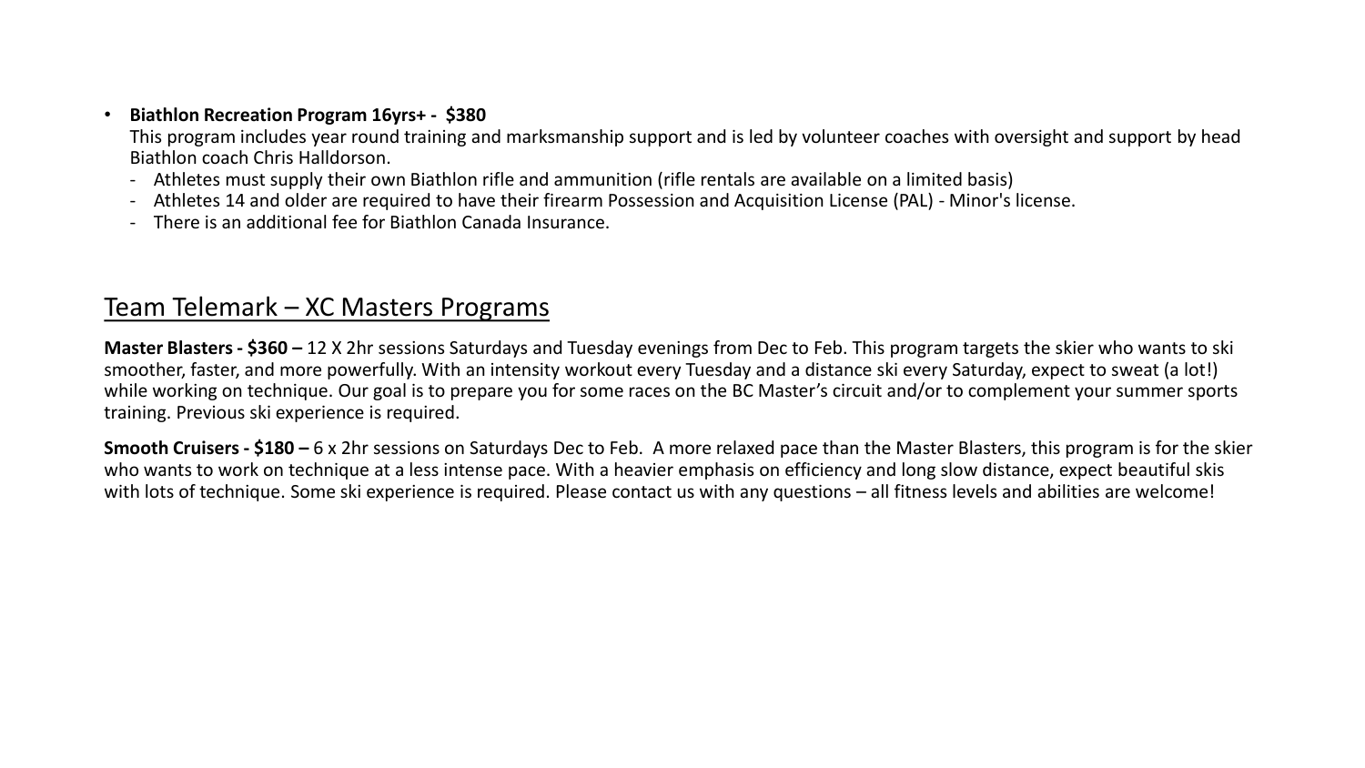- **Biathlon Recreation Program 16yrs+ - $380**
  This program includes year round training and marksmanship support and is led by volunteer coaches with oversight and support by head Biathlon coach Chris Halldorson.
  - Athletes must supply their own Biathlon rifle and ammunition (rifle rentals are available on a limited basis)
  - Athletes 14 and older are required to have their firearm Possession and Acquisition License (PAL) - Minor's license.
  - There is an additional fee for Biathlon Canada Insurance.

## Team Telemark – XC Masters Programs

**Master Blasters - $360 –** 12 X 2hr sessions Saturdays and Tuesday evenings from Dec to Feb. This program targets the skier who wants to ski smoother, faster, and more powerfully. With an intensity workout every Tuesday and a distance ski every Saturday, expect to sweat (a lot!) while working on technique. Our goal is to prepare you for some races on the BC Master's circuit and/or to complement your summer sports training. Previous ski experience is required.

**Smooth Cruisers - $180 –** 6 x 2hr sessions on Saturdays Dec to Feb. A more relaxed pace than the Master Blasters, this program is for the skier who wants to work on technique at a less intense pace. With a heavier emphasis on efficiency and long slow distance, expect beautiful skis with lots of technique. Some ski experience is required. Please contact us with any questions – all fitness levels and abilities are welcome!